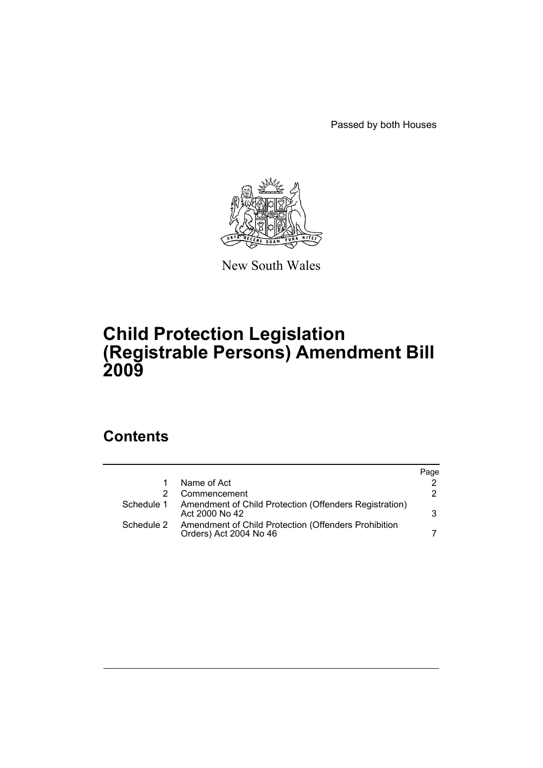Passed by both Houses

New South Wales

# Child Protection Legislation (Registrable Persons) Amendment Bill 2009

## Contents

| | | Page |
|---|---|---|
| 1 | Name of Act | 2 |
| 2 | Commencement | 2 |
| Schedule 1 | Amendment of Child Protection (Offenders Registration) Act 2000 No 42 | 3 |
| Schedule 2 | Amendment of Child Protection (Offenders Prohibition Orders) Act 2004 No 46 | 7 |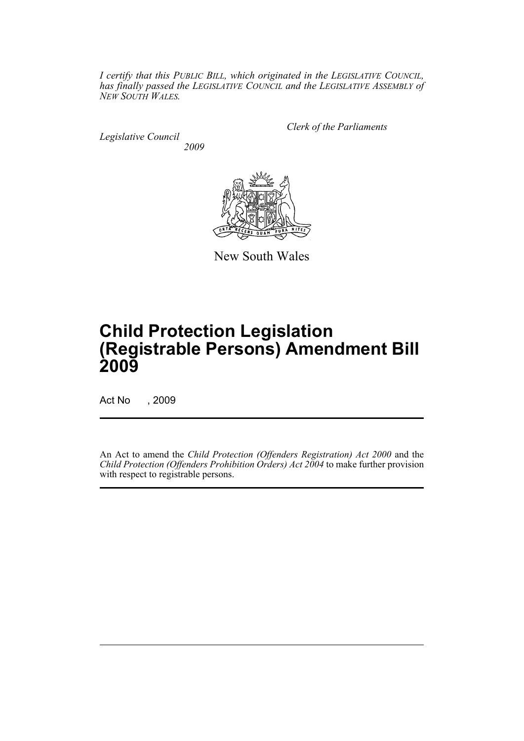*I certify that this PUBLIC BILL, which originated in the LEGISLATIVE COUNCIL, has finally passed the LEGISLATIVE COUNCIL and the LEGISLATIVE ASSEMBLY of NEW SOUTH WALES.*

*Clerk of the Parliaments*

*Legislative Council*
*2009*

New South Wales

# Child Protection Legislation (Registrable Persons) Amendment Bill 2009

Act No , 2009

An Act to amend the *Child Protection (Offenders Registration) Act 2000* and the *Child Protection (Offenders Prohibition Orders) Act 2004* to make further provision with respect to registrable persons.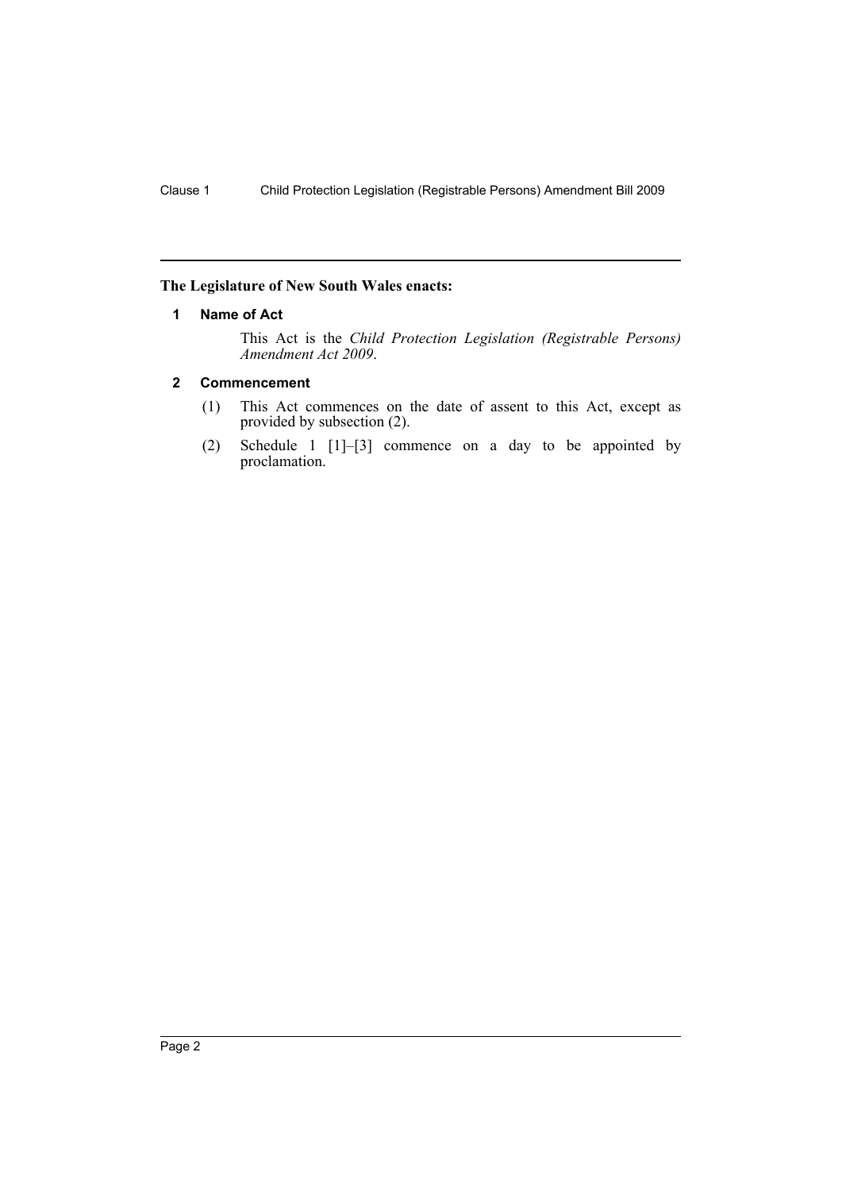**The Legislature of New South Wales enacts:**

### 1 Name of Act

This Act is the *Child Protection Legislation (Registrable Persons) Amendment Act 2009*.

### 2 Commencement

(1) This Act commences on the date of assent to this Act, except as provided by subsection (2).

(2) Schedule 1 [1]–[3] commence on a day to be appointed by proclamation.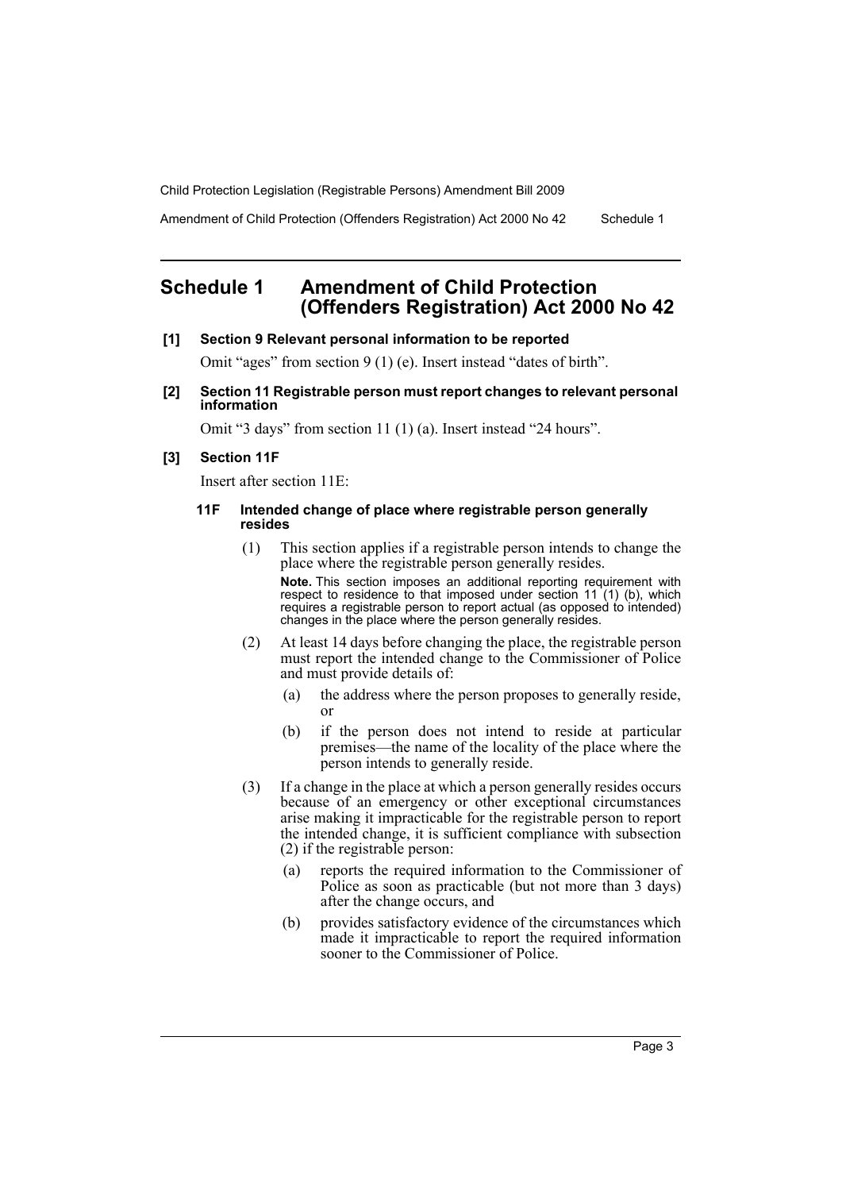## Schedule 1 Amendment of Child Protection (Offenders Registration) Act 2000 No 42

**[1] Section 9 Relevant personal information to be reported**

Omit "ages" from section 9 (1) (e). Insert instead "dates of birth".

**[2] Section 11 Registrable person must report changes to relevant personal information**

Omit "3 days" from section 11 (1) (a). Insert instead "24 hours".

**[3] Section 11F**

Insert after section 11E:

**11F Intended change of place where registrable person generally resides**

(1) This section applies if a registrable person intends to change the place where the registrable person generally resides.

**Note.** This section imposes an additional reporting requirement with respect to residence to that imposed under section 11 (1) (b), which requires a registrable person to report actual (as opposed to intended) changes in the place where the person generally resides.

(2) At least 14 days before changing the place, the registrable person must report the intended change to the Commissioner of Police and must provide details of:

(a) the address where the person proposes to generally reside, or

(b) if the person does not intend to reside at particular premises—the name of the locality of the place where the person intends to generally reside.

(3) If a change in the place at which a person generally resides occurs because of an emergency or other exceptional circumstances arise making it impracticable for the registrable person to report the intended change, it is sufficient compliance with subsection (2) if the registrable person:

(a) reports the required information to the Commissioner of Police as soon as practicable (but not more than 3 days) after the change occurs, and

(b) provides satisfactory evidence of the circumstances which made it impracticable to report the required information sooner to the Commissioner of Police.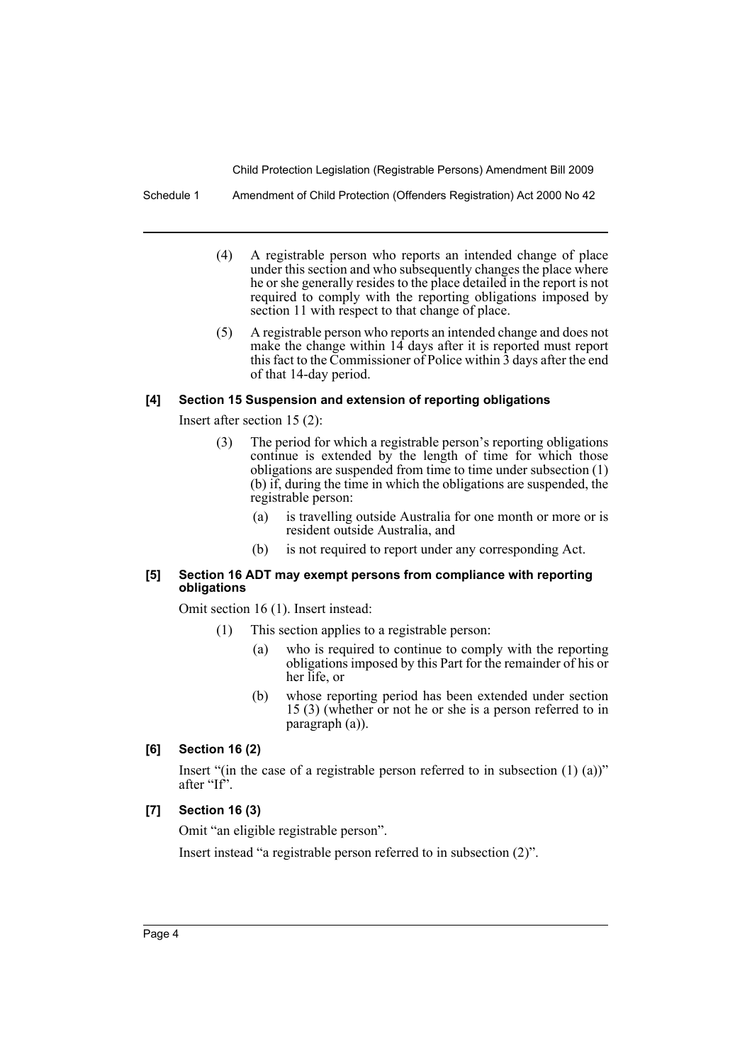(4) A registrable person who reports an intended change of place under this section and who subsequently changes the place where he or she generally resides to the place detailed in the report is not required to comply with the reporting obligations imposed by section 11 with respect to that change of place.

(5) A registrable person who reports an intended change and does not make the change within 14 days after it is reported must report this fact to the Commissioner of Police within 3 days after the end of that 14-day period.

### [4] Section 15 Suspension and extension of reporting obligations

Insert after section 15 (2):

(3) The period for which a registrable person's reporting obligations continue is extended by the length of time for which those obligations are suspended from time to time under subsection (1) (b) if, during the time in which the obligations are suspended, the registrable person:

- (a) is travelling outside Australia for one month or more or is resident outside Australia, and
- (b) is not required to report under any corresponding Act.

### [5] Section 16 ADT may exempt persons from compliance with reporting obligations

Omit section 16 (1). Insert instead:

(1) This section applies to a registrable person:

- (a) who is required to continue to comply with the reporting obligations imposed by this Part for the remainder of his or her life, or
- (b) whose reporting period has been extended under section 15 (3) (whether or not he or she is a person referred to in paragraph (a)).

### [6] Section 16 (2)

Insert "(in the case of a registrable person referred to in subsection (1) (a))" after "If".

### [7] Section 16 (3)

Omit "an eligible registrable person".

Insert instead "a registrable person referred to in subsection (2)".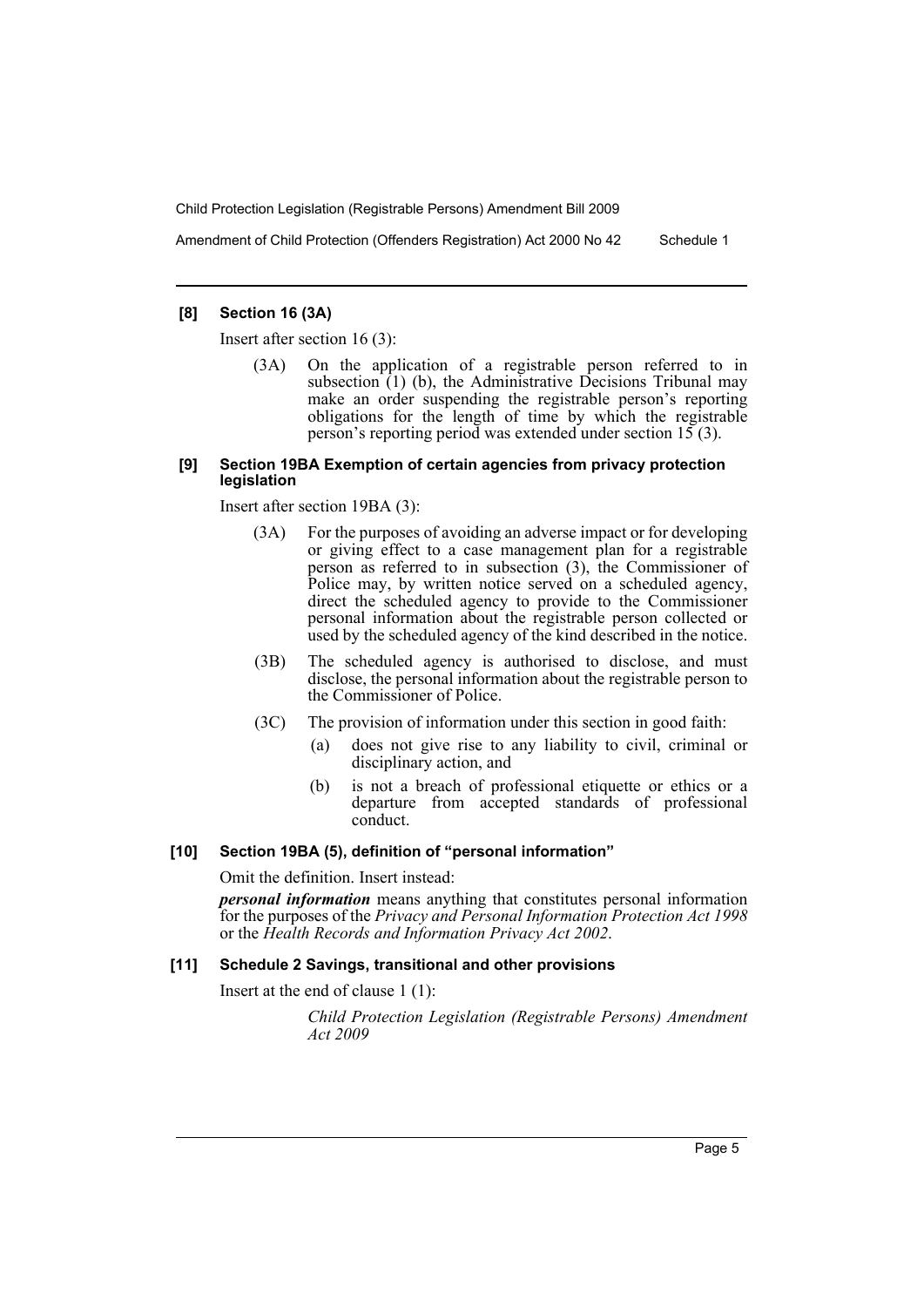#### [8] Section 16 (3A)

Insert after section 16 (3):

> (3A) On the application of a registrable person referred to in subsection (1) (b), the Administrative Decisions Tribunal may make an order suspending the registrable person's reporting obligations for the length of time by which the registrable person's reporting period was extended under section 15 (3).

#### [9] Section 19BA Exemption of certain agencies from privacy protection legislation

Insert after section 19BA (3):

> (3A) For the purposes of avoiding an adverse impact or for developing or giving effect to a case management plan for a registrable person as referred to in subsection (3), the Commissioner of Police may, by written notice served on a scheduled agency, direct the scheduled agency to provide to the Commissioner personal information about the registrable person collected or used by the scheduled agency of the kind described in the notice.
>
> (3B) The scheduled agency is authorised to disclose, and must disclose, the personal information about the registrable person to the Commissioner of Police.
>
> (3C) The provision of information under this section in good faith:
>
> (a) does not give rise to any liability to civil, criminal or disciplinary action, and
>
> (b) is not a breach of professional etiquette or ethics or a departure from accepted standards of professional conduct.

#### [10] Section 19BA (5), definition of "personal information"

Omit the definition. Insert instead:

***personal information*** means anything that constitutes personal information for the purposes of the *Privacy and Personal Information Protection Act 1998* or the *Health Records and Information Privacy Act 2002*.

#### [11] Schedule 2 Savings, transitional and other provisions

Insert at the end of clause 1 (1):

> *Child Protection Legislation (Registrable Persons) Amendment Act 2009*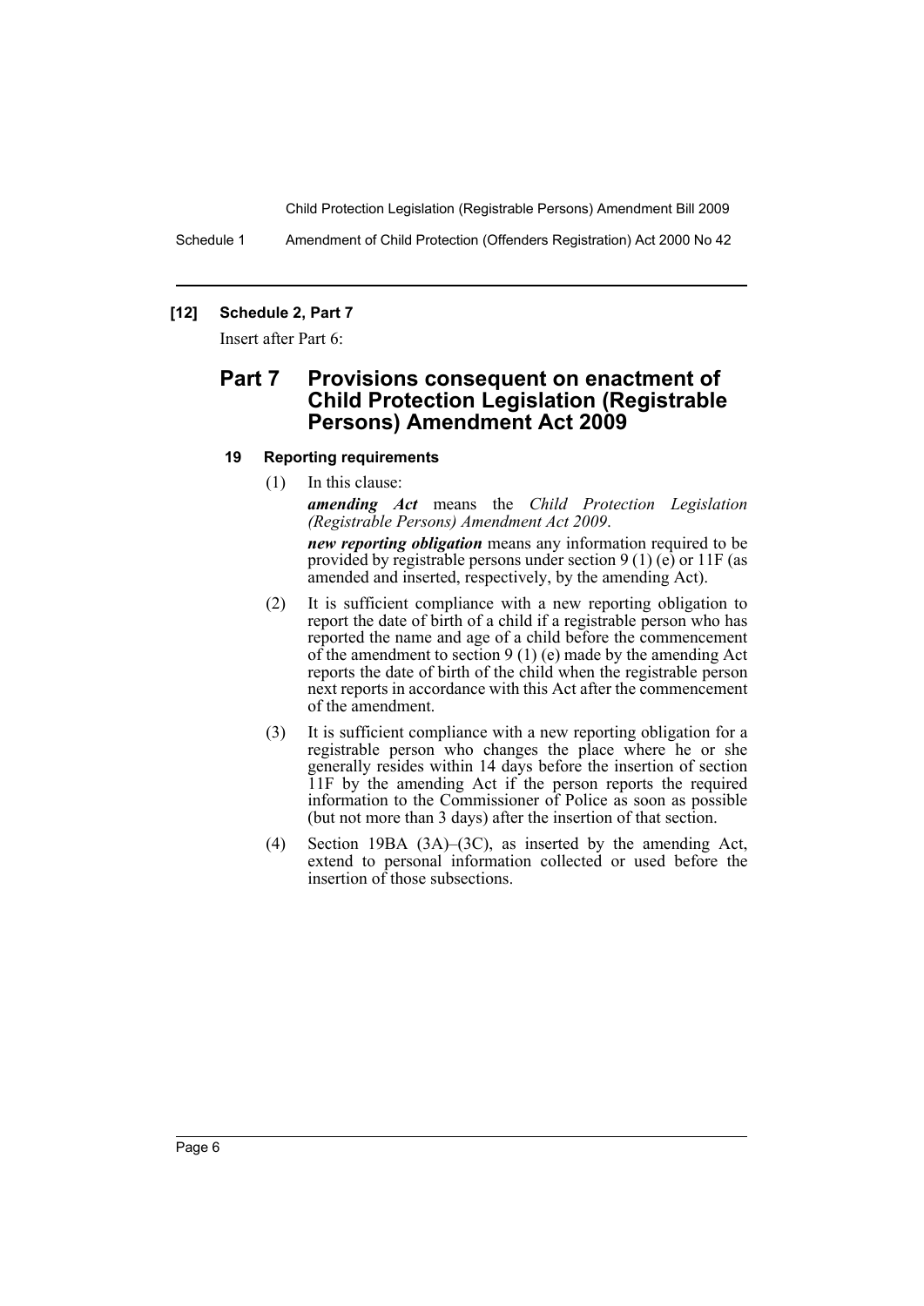## [12] Schedule 2, Part 7

Insert after Part 6:

# Part 7 Provisions consequent on enactment of Child Protection Legislation (Registrable Persons) Amendment Act 2009

### 19 Reporting requirements

(1) In this clause:

***amending Act*** means the *Child Protection Legislation (Registrable Persons) Amendment Act 2009*.

***new reporting obligation*** means any information required to be provided by registrable persons under section 9 (1) (e) or 11F (as amended and inserted, respectively, by the amending Act).

(2) It is sufficient compliance with a new reporting obligation to report the date of birth of a child if a registrable person who has reported the name and age of a child before the commencement of the amendment to section 9 (1) (e) made by the amending Act reports the date of birth of the child when the registrable person next reports in accordance with this Act after the commencement of the amendment.

(3) It is sufficient compliance with a new reporting obligation for a registrable person who changes the place where he or she generally resides within 14 days before the insertion of section 11F by the amending Act if the person reports the required information to the Commissioner of Police as soon as possible (but not more than 3 days) after the insertion of that section.

(4) Section 19BA (3A)–(3C), as inserted by the amending Act, extend to personal information collected or used before the insertion of those subsections.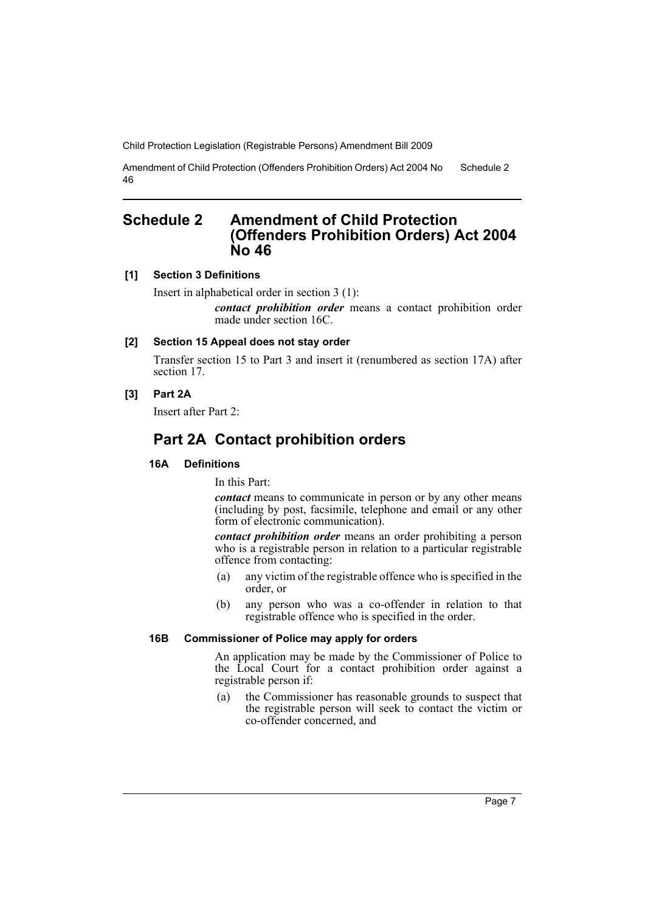# Schedule 2 Amendment of Child Protection (Offenders Prohibition Orders) Act 2004 No 46

### [1] Section 3 Definitions

Insert in alphabetical order in section 3 (1):

> ***contact prohibition order*** means a contact prohibition order made under section 16C.

### [2] Section 15 Appeal does not stay order

Transfer section 15 to Part 3 and insert it (renumbered as section 17A) after section 17.

### [3] Part 2A

Insert after Part 2:

## Part 2A Contact prohibition orders

### 16A Definitions

In this Part:

***contact*** means to communicate in person or by any other means (including by post, facsimile, telephone and email or any other form of electronic communication).

***contact prohibition order*** means an order prohibiting a person who is a registrable person in relation to a particular registrable offence from contacting:

(a) any victim of the registrable offence who is specified in the order, or

(b) any person who was a co-offender in relation to that registrable offence who is specified in the order.

### 16B Commissioner of Police may apply for orders

An application may be made by the Commissioner of Police to the Local Court for a contact prohibition order against a registrable person if:

(a) the Commissioner has reasonable grounds to suspect that the registrable person will seek to contact the victim or co-offender concerned, and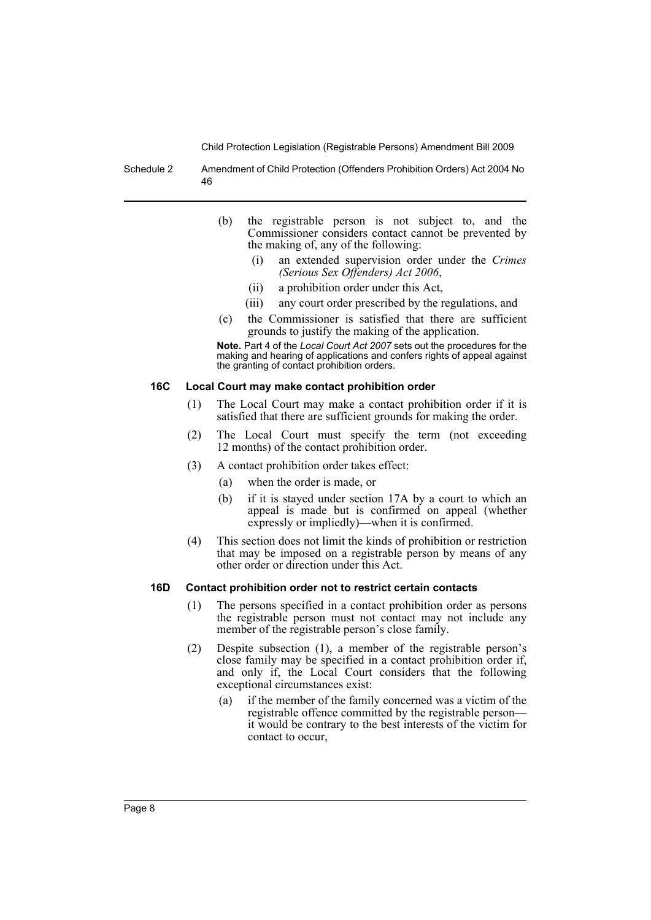(b) the registrable person is not subject to, and the Commissioner considers contact cannot be prevented by the making of, any of the following:

  (i) an extended supervision order under the *Crimes (Serious Sex Offenders) Act 2006*,

  (ii) a prohibition order under this Act,

  (iii) any court order prescribed by the regulations, and

(c) the Commissioner is satisfied that there are sufficient grounds to justify the making of the application.

**Note.** Part 4 of the *Local Court Act 2007* sets out the procedures for the making and hearing of applications and confers rights of appeal against the granting of contact prohibition orders.

### 16C Local Court may make contact prohibition order

(1) The Local Court may make a contact prohibition order if it is satisfied that there are sufficient grounds for making the order.

(2) The Local Court must specify the term (not exceeding 12 months) of the contact prohibition order.

(3) A contact prohibition order takes effect:

  (a) when the order is made, or

  (b) if it is stayed under section 17A by a court to which an appeal is made but is confirmed on appeal (whether expressly or impliedly)—when it is confirmed.

(4) This section does not limit the kinds of prohibition or restriction that may be imposed on a registrable person by means of any other order or direction under this Act.

### 16D Contact prohibition order not to restrict certain contacts

(1) The persons specified in a contact prohibition order as persons the registrable person must not contact may not include any member of the registrable person's close family.

(2) Despite subsection (1), a member of the registrable person's close family may be specified in a contact prohibition order if, and only if, the Local Court considers that the following exceptional circumstances exist:

  (a) if the member of the family concerned was a victim of the registrable offence committed by the registrable person—it would be contrary to the best interests of the victim for contact to occur,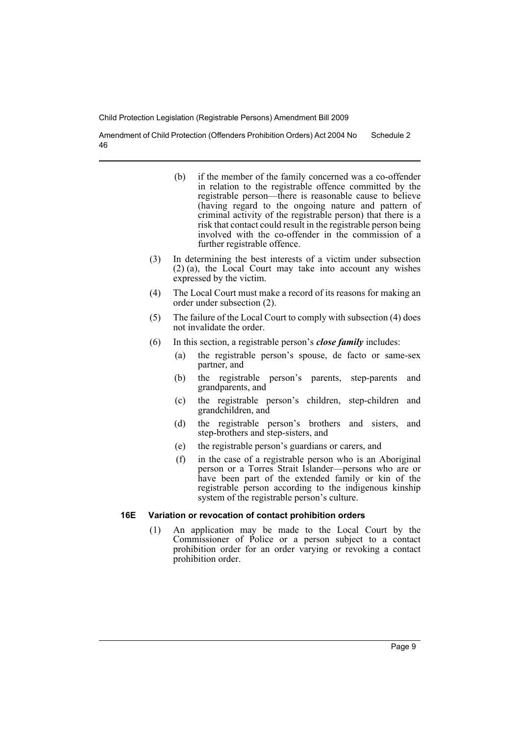(b) if the member of the family concerned was a co-offender in relation to the registrable offence committed by the registrable person—there is reasonable cause to believe (having regard to the ongoing nature and pattern of criminal activity of the registrable person) that there is a risk that contact could result in the registrable person being involved with the co-offender in the commission of a further registrable offence.

(3) In determining the best interests of a victim under subsection (2) (a), the Local Court may take into account any wishes expressed by the victim.

(4) The Local Court must make a record of its reasons for making an order under subsection (2).

(5) The failure of the Local Court to comply with subsection (4) does not invalidate the order.

(6) In this section, a registrable person's ***close family*** includes:

(a) the registrable person's spouse, de facto or same-sex partner, and

(b) the registrable person's parents, step-parents and grandparents, and

(c) the registrable person's children, step-children and grandchildren, and

(d) the registrable person's brothers and sisters, and step-brothers and step-sisters, and

(e) the registrable person's guardians or carers, and

(f) in the case of a registrable person who is an Aboriginal person or a Torres Strait Islander—persons who are or have been part of the extended family or kin of the registrable person according to the indigenous kinship system of the registrable person's culture.

#### 16E Variation or revocation of contact prohibition orders

(1) An application may be made to the Local Court by the Commissioner of Police or a person subject to a contact prohibition order for an order varying or revoking a contact prohibition order.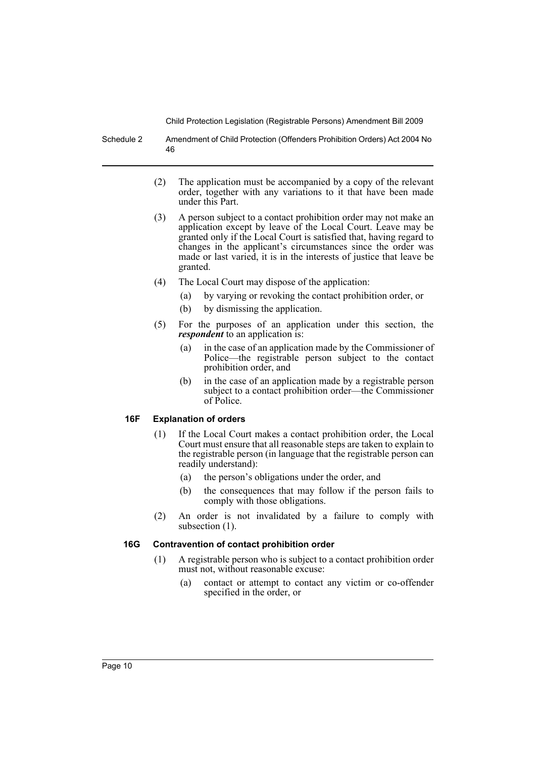(2) The application must be accompanied by a copy of the relevant order, together with any variations to it that have been made under this Part.

(3) A person subject to a contact prohibition order may not make an application except by leave of the Local Court. Leave may be granted only if the Local Court is satisfied that, having regard to changes in the applicant's circumstances since the order was made or last varied, it is in the interests of justice that leave be granted.

(4) The Local Court may dispose of the application:

(a) by varying or revoking the contact prohibition order, or

(b) by dismissing the application.

(5) For the purposes of an application under this section, the ***respondent*** to an application is:

(a) in the case of an application made by the Commissioner of Police—the registrable person subject to the contact prohibition order, and

(b) in the case of an application made by a registrable person subject to a contact prohibition order—the Commissioner of Police.

#### 16F Explanation of orders

(1) If the Local Court makes a contact prohibition order, the Local Court must ensure that all reasonable steps are taken to explain to the registrable person (in language that the registrable person can readily understand):

(a) the person's obligations under the order, and

(b) the consequences that may follow if the person fails to comply with those obligations.

(2) An order is not invalidated by a failure to comply with subsection (1).

#### 16G Contravention of contact prohibition order

(1) A registrable person who is subject to a contact prohibition order must not, without reasonable excuse:

(a) contact or attempt to contact any victim or co-offender specified in the order, or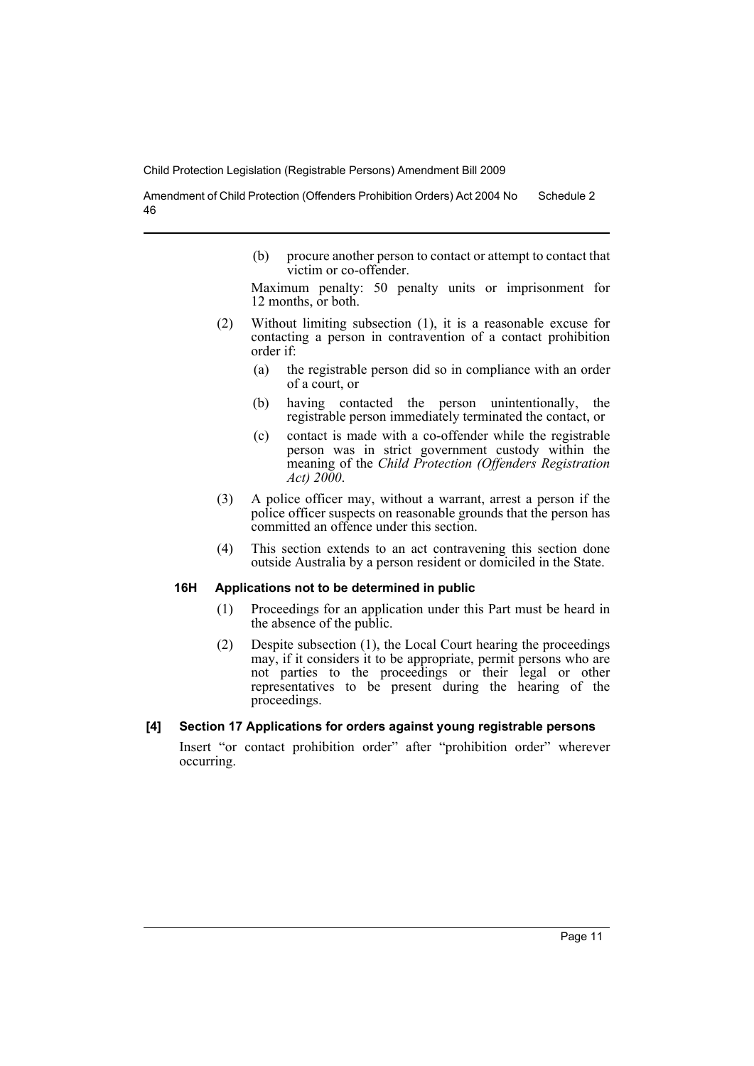(b) procure another person to contact or attempt to contact that victim or co-offender.

Maximum penalty: 50 penalty units or imprisonment for 12 months, or both.

(2) Without limiting subsection (1), it is a reasonable excuse for contacting a person in contravention of a contact prohibition order if:

(a) the registrable person did so in compliance with an order of a court, or

(b) having contacted the person unintentionally, the registrable person immediately terminated the contact, or

(c) contact is made with a co-offender while the registrable person was in strict government custody within the meaning of the *Child Protection (Offenders Registration Act) 2000*.

(3) A police officer may, without a warrant, arrest a person if the police officer suspects on reasonable grounds that the person has committed an offence under this section.

(4) This section extends to an act contravening this section done outside Australia by a person resident or domiciled in the State.

#### 16H Applications not to be determined in public

(1) Proceedings for an application under this Part must be heard in the absence of the public.

(2) Despite subsection (1), the Local Court hearing the proceedings may, if it considers it to be appropriate, permit persons who are not parties to the proceedings or their legal or other representatives to be present during the hearing of the proceedings.

### [4] Section 17 Applications for orders against young registrable persons

Insert "or contact prohibition order" after "prohibition order" wherever occurring.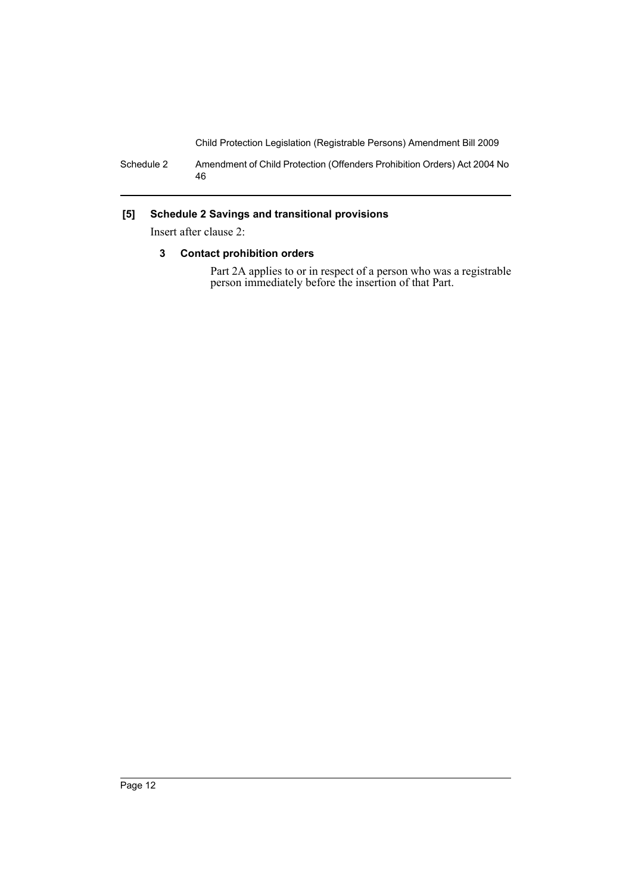**[5] Schedule 2 Savings and transitional provisions**

Insert after clause 2:

**3 Contact prohibition orders**

Part 2A applies to or in respect of a person who was a registrable person immediately before the insertion of that Part.